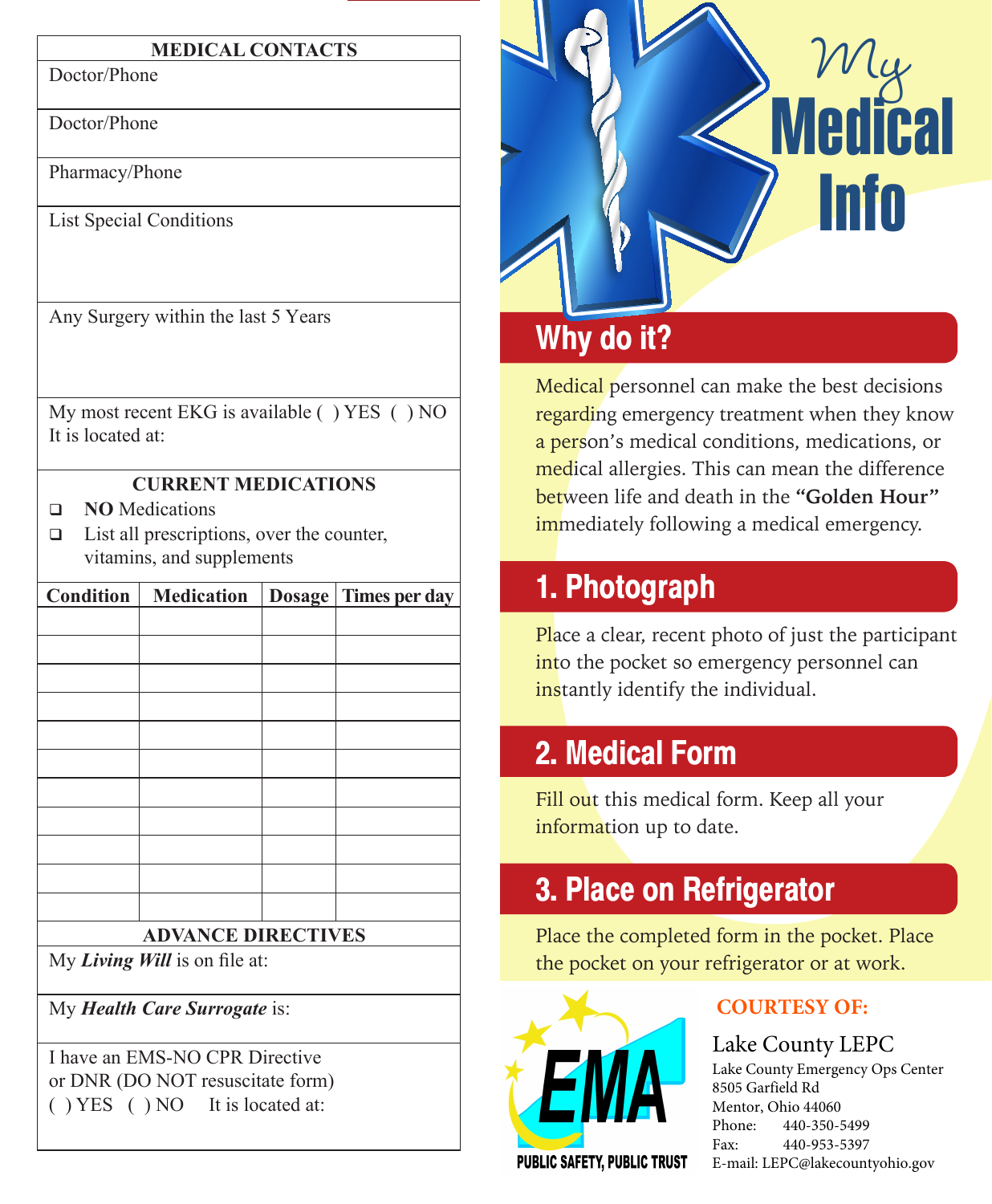## MEDICAL CONTACTS

Doctor/Phone

Doctor/Phone

Pharmacy/Phone

List Special Conditions

Any Surgery within the last 5 Years

My most recent EKG is available ( ) YES ( ) NO
It is located at:

## CURRENT MEDICATIONS

- ❑ **NO** Medications
- ❑ List all prescriptions, over the counter, vitamins, and supplements

| Condition | Medication | Dosage | Times per day |
|---|---|---|---|
| | | | |
| | | | |
| | | | |
| | | | |
| | | | |
| | | | |
| | | | |
| | | | |
| | | | |
| | | | |
| | | | |

## ADVANCE DIRECTIVES

My ***Living Will*** is on file at:

My ***Health Care Surrogate*** is:

I have an EMS-NO CPR Directive
or DNR (DO NOT resuscitate form)
( ) YES ( ) NO It is located at:

# My Medical Info

## Why do it?

Medical personnel can make the best decisions regarding emergency treatment when they know a person's medical conditions, medications, or medical allergies. This can mean the difference between life and death in the **"Golden Hour"** immediately following a medical emergency.

## 1. Photograph

Place a clear, recent photo of just the participant into the pocket so emergency personnel can instantly identify the individual.

## 2. Medical Form

Fill out this medical form. Keep all your information up to date.

## 3. Place on Refrigerator

Place the completed form in the pocket. Place the pocket on your refrigerator or at work.

EMA
PUBLIC SAFETY, PUBLIC TRUST

**COURTESY OF:**

Lake County LEPC
Lake County Emergency Ops Center
8505 Garfield Rd
Mentor, Ohio 44060
Phone: 440-350-5499
Fax: 440-953-5397
E-mail: LEPC@lakecountyohio.gov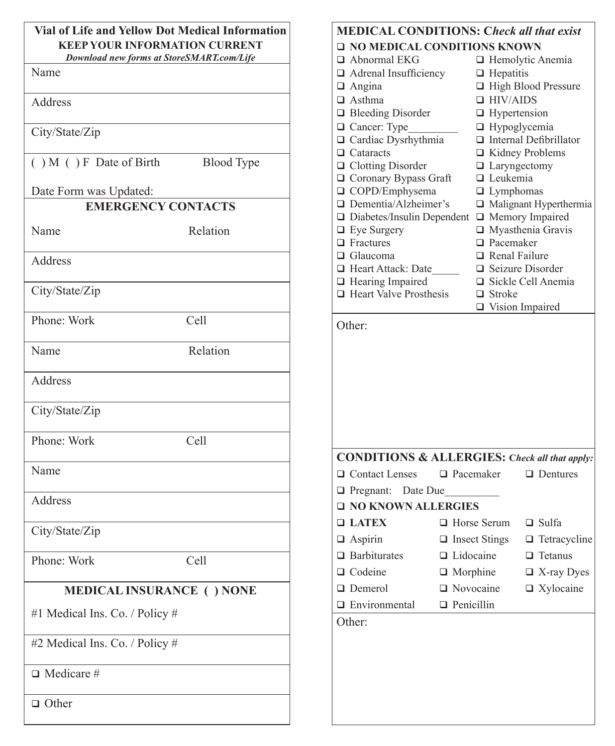## Vial of Life and Yellow Dot Medical Information

**KEEP YOUR INFORMATION CURRENT**

***Download new forms at StoreSMART.com/Life***

Name

Address

City/State/Zip

( ) M ( ) F Date of Birth Blood Type

Date Form was Updated:

### EMERGENCY CONTACTS

Name Relation

Address

City/State/Zip

Phone: Work Cell

Name Relation

Address

City/State/Zip

Phone: Work Cell

Name

Address

City/State/Zip

Phone: Work Cell

### MEDICAL INSURANCE ( ) NONE

#1 Medical Ins. Co. / Policy #

#2 Medical Ins. Co. / Policy #

❑ Medicare #

❑ Other

### MEDICAL CONDITIONS: *Check all that exist*

❑ **NO MEDICAL CONDITIONS KNOWN**

| | |
|---|---|
| ❑ Abnormal EKG | ❑ Hemolytic Anemia |
| ❑ Adrenal Insufficiency | ❑ Hepatitis |
| ❑ Angina | ❑ High Blood Pressure |
| ❑ Asthma | ❑ HIV/AIDS |
| ❑ Bleeding Disorder | ❑ Hypertension |
| ❑ Cancer: Type_________ | ❑ Hypoglycemia |
| ❑ Cardiac Dysrhythmia | ❑ Internal Defibrillator |
| ❑ Cataracts | ❑ Kidney Problems |
| ❑ Clotting Disorder | ❑ Laryngectomy |
| ❑ Coronary Bypass Graft | ❑ Leukemia |
| ❑ COPD/Emphysema | ❑ Lymphomas |
| ❑ Dementia/Alzheimer's | ❑ Malignant Hyperthermia |
| ❑ Diabetes/Insulin Dependent | ❑ Memory Impaired |
| ❑ Eye Surgery | ❑ Myasthenia Gravis |
| ❑ Fractures | ❑ Pacemaker |
| ❑ Glaucoma | ❑ Renal Failure |
| ❑ Heart Attack: Date_____ | ❑ Seizure Disorder |
| ❑ Hearing Impaired | ❑ Sickle Cell Anemia |
| ❑ Heart Valve Prosthesis | ❑ Stroke |
| | ❑ Vision Impaired |

Other:

### CONDITIONS & ALLERGIES: *Check all that apply:*

| | | |
|---|---|---|
| ❑ Contact Lenses | ❑ Pacemaker | ❑ Dentures |

❑ Pregnant: Date Due__________

❑ **NO KNOWN ALLERGIES**

| | | |
|---|---|---|
| ❑ **LATEX** | ❑ Horse Serum | ❑ Sulfa |
| ❑ Aspirin | ❑ Insect Stings | ❑ Tetracycline |
| ❑ Barbiturates | ❑ Lidocaine | ❑ Tetanus |
| ❑ Codeine | ❑ Morphine | ❑ X-ray Dyes |
| ❑ Demerol | ❑ Novocaine | ❑ Xylocaine |
| ❑ Environmental | ❑ Penicillin | |

Other: